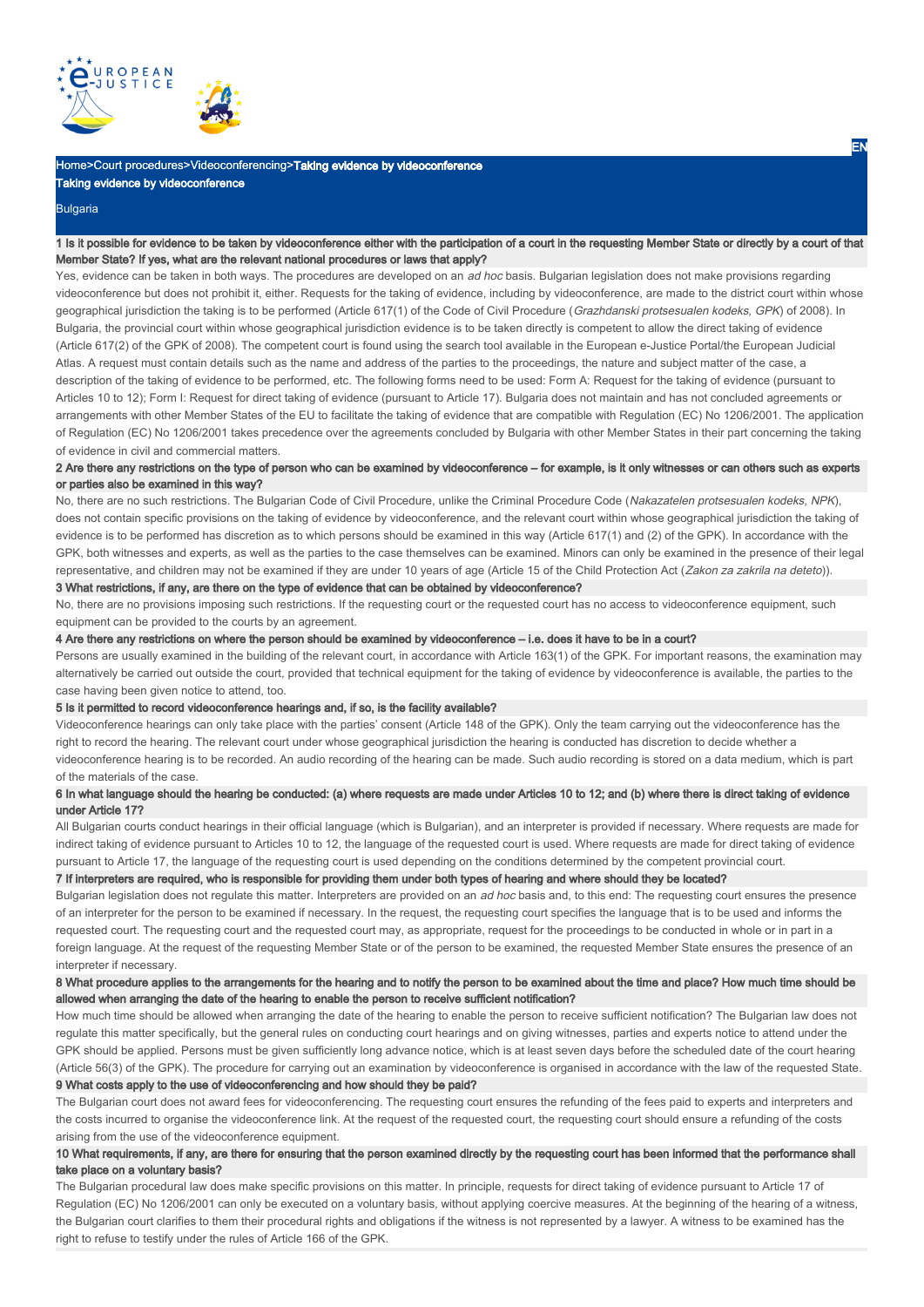Home>Court procedures>Videoconferencing>Taking evidence by videoconference

# Taking evidence by videoconference

## Bulgaria

### 1 Is it possible for evidence to be taken by videoconference either with the participation of a court in the requesting Member State or directly by a court of that Member State? If yes, what are the relevant national procedures or laws that apply?

Yes, evidence can be taken in both ways. The procedures are developed on an *ad hoc* basis. Bulgarian legislation does not make provisions regarding videoconference but does not prohibit it, either. Requests for the taking of evidence, including by videoconference, are made to the district court within whose geographical jurisdiction the taking is to be performed (Article 617(1) of the Code of Civil Procedure (*Grazhdanski protsesualen kodeks, GPK*) of 2008). In Bulgaria, the provincial court within whose geographical jurisdiction evidence is to be taken directly is competent to allow the direct taking of evidence (Article 617(2) of the GPK of 2008). The competent court is found using the search tool available in the European e-Justice Portal/the European Judicial Atlas. A request must contain details such as the name and address of the parties to the proceedings, the nature and subject matter of the case, a description of the taking of evidence to be performed, etc. The following forms need to be used: Form A: Request for the taking of evidence (pursuant to Articles 10 to 12); Form I: Request for direct taking of evidence (pursuant to Article 17). Bulgaria does not maintain and has not concluded agreements or arrangements with other Member States of the EU to facilitate the taking of evidence that are compatible with Regulation (EC) No 1206/2001. The application of Regulation (EC) No 1206/2001 takes precedence over the agreements concluded by Bulgaria with other Member States in their part concerning the taking of evidence in civil and commercial matters.

### 2 Are there any restrictions on the type of person who can be examined by videoconference – for example, is it only witnesses or can others such as experts or parties also be examined in this way?

No, there are no such restrictions. The Bulgarian Code of Civil Procedure, unlike the Criminal Procedure Code (*Nakazatelen protsesualen kodeks, NPK*), does not contain specific provisions on the taking of evidence by videoconference, and the relevant court within whose geographical jurisdiction the taking of evidence is to be performed has discretion as to which persons should be examined in this way (Article 617(1) and (2) of the GPK). In accordance with the GPK, both witnesses and experts, as well as the parties to the case themselves can be examined. Minors can only be examined in the presence of their legal representative, and children may not be examined if they are under 10 years of age (Article 15 of the Child Protection Act (*Zakon za zakrila na deteto*)).

### 3 What restrictions, if any, are there on the type of evidence that can be obtained by videoconference?

No, there are no provisions imposing such restrictions. If the requesting court or the requested court has no access to videoconference equipment, such equipment can be provided to the courts by an agreement.

### 4 Are there any restrictions on where the person should be examined by videoconference – i.e. does it have to be in a court?

Persons are usually examined in the building of the relevant court, in accordance with Article 163(1) of the GPK. For important reasons, the examination may alternatively be carried out outside the court, provided that technical equipment for the taking of evidence by videoconference is available, the parties to the case having been given notice to attend, too.

### 5 Is it permitted to record videoconference hearings and, if so, is the facility available?

Videoconference hearings can only take place with the parties' consent (Article 148 of the GPK). Only the team carrying out the videoconference has the right to record the hearing. The relevant court under whose geographical jurisdiction the hearing is conducted has discretion to decide whether a videoconference hearing is to be recorded. An audio recording of the hearing can be made. Such audio recording is stored on a data medium, which is part of the materials of the case.

### 6 In what language should the hearing be conducted: (a) where requests are made under Articles 10 to 12; and (b) where there is direct taking of evidence under Article 17?

All Bulgarian courts conduct hearings in their official language (which is Bulgarian), and an interpreter is provided if necessary. Where requests are made for indirect taking of evidence pursuant to Articles 10 to 12, the language of the requested court is used. Where requests are made for direct taking of evidence pursuant to Article 17, the language of the requesting court is used depending on the conditions determined by the competent provincial court.

### 7 If interpreters are required, who is responsible for providing them under both types of hearing and where should they be located?

Bulgarian legislation does not regulate this matter. Interpreters are provided on an *ad hoc* basis and, to this end: The requesting court ensures the presence of an interpreter for the person to be examined if necessary. In the request, the requesting court specifies the language that is to be used and informs the requested court. The requesting court and the requested court may, as appropriate, request for the proceedings to be conducted in whole or in part in a foreign language. At the request of the requesting Member State or of the person to be examined, the requested Member State ensures the presence of an interpreter if necessary.

### 8 What procedure applies to the arrangements for the hearing and to notify the person to be examined about the time and place? How much time should be allowed when arranging the date of the hearing to enable the person to receive sufficient notification?

How much time should be allowed when arranging the date of the hearing to enable the person to receive sufficient notification? The Bulgarian law does not regulate this matter specifically, but the general rules on conducting court hearings and on giving witnesses, parties and experts notice to attend under the GPK should be applied. Persons must be given sufficiently long advance notice, which is at least seven days before the scheduled date of the court hearing (Article 56(3) of the GPK). The procedure for carrying out an examination by videoconference is organised in accordance with the law of the requested State.

### 9 What costs apply to the use of videoconferencing and how should they be paid?

The Bulgarian court does not award fees for videoconferencing. The requesting court ensures the refunding of the fees paid to experts and interpreters and the costs incurred to organise the videoconference link. At the request of the requested court, the requesting court should ensure a refunding of the costs arising from the use of the videoconference equipment.

### 10 What requirements, if any, are there for ensuring that the person examined directly by the requesting court has been informed that the performance shall take place on a voluntary basis?

The Bulgarian procedural law does make specific provisions on this matter. In principle, requests for direct taking of evidence pursuant to Article 17 of Regulation (EC) No 1206/2001 can only be executed on a voluntary basis, without applying coercive measures. At the beginning of the hearing of a witness, the Bulgarian court clarifies to them their procedural rights and obligations if the witness is not represented by a lawyer. A witness to be examined has the right to refuse to testify under the rules of Article 166 of the GPK.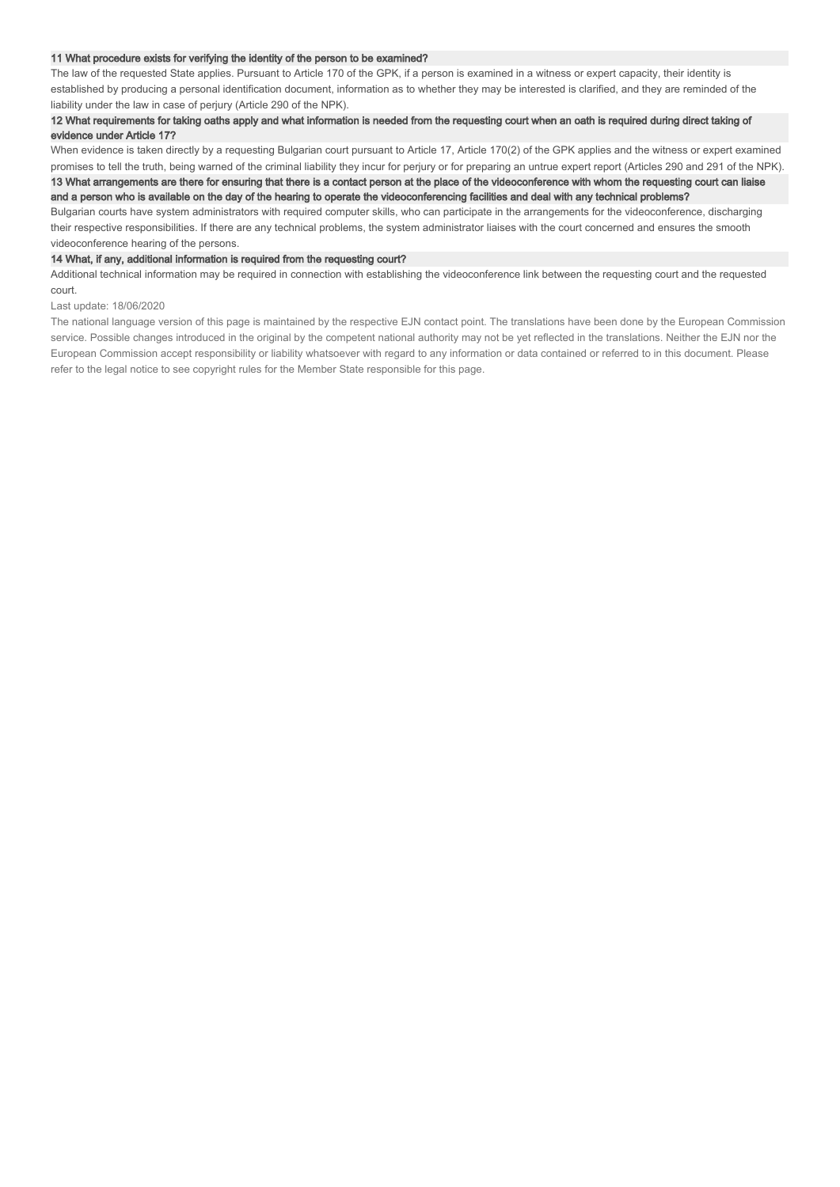### 11 What procedure exists for verifying the identity of the person to be examined?

The law of the requested State applies. Pursuant to Article 170 of the GPK, if a person is examined in a witness or expert capacity, their identity is established by producing a personal identification document, information as to whether they may be interested is clarified, and they are reminded of the liability under the law in case of perjury (Article 290 of the NPK).

### 12 What requirements for taking oaths apply and what information is needed from the requesting court when an oath is required during direct taking of evidence under Article 17?

When evidence is taken directly by a requesting Bulgarian court pursuant to Article 17, Article 170(2) of the GPK applies and the witness or expert examined promises to tell the truth, being warned of the criminal liability they incur for perjury or for preparing an untrue expert report (Articles 290 and 291 of the NPK).

### 13 What arrangements are there for ensuring that there is a contact person at the place of the videoconference with whom the requesting court can liaise and a person who is available on the day of the hearing to operate the videoconferencing facilities and deal with any technical problems?

Bulgarian courts have system administrators with required computer skills, who can participate in the arrangements for the videoconference, discharging their respective responsibilities. If there are any technical problems, the system administrator liaises with the court concerned and ensures the smooth videoconference hearing of the persons.

### 14 What, if any, additional information is required from the requesting court?

Additional technical information may be required in connection with establishing the videoconference link between the requesting court and the requested court.

Last update: 18/06/2020

The national language version of this page is maintained by the respective EJN contact point. The translations have been done by the European Commission service. Possible changes introduced in the original by the competent national authority may not be yet reflected in the translations. Neither the EJN nor the European Commission accept responsibility or liability whatsoever with regard to any information or data contained or referred to in this document. Please refer to the legal notice to see copyright rules for the Member State responsible for this page.